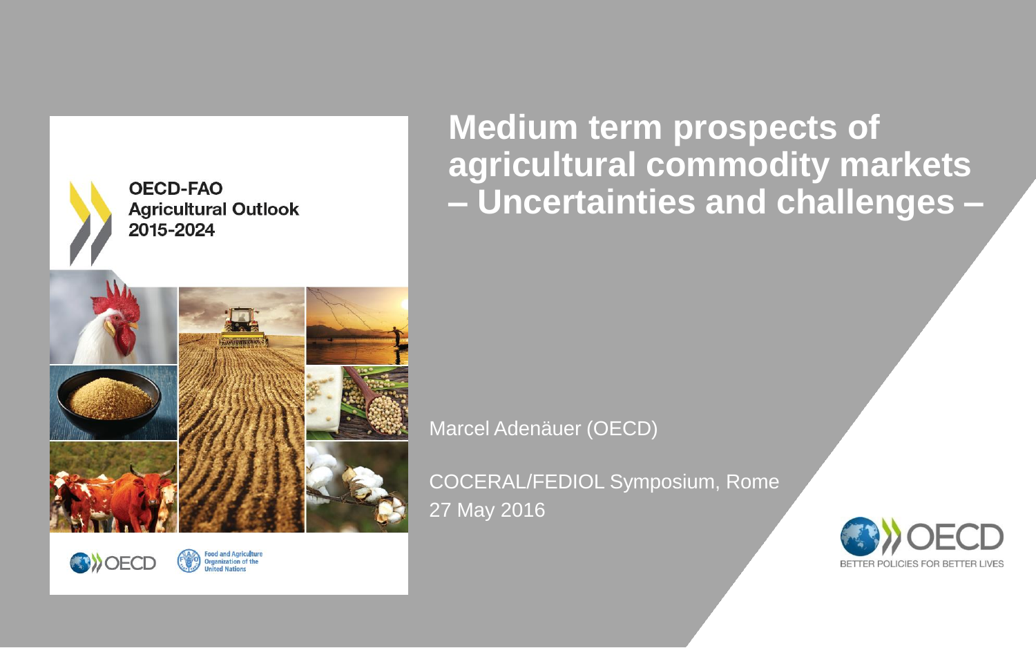# Medium term prospects of agricultural commodity markets – Uncertainties and challenges –

OECD-FAO Agricultural Outlook 2015-2024

Marcel Adenäuer (OECD)

COCERAL/FEDIOL Symposium, Rome
27 May 2016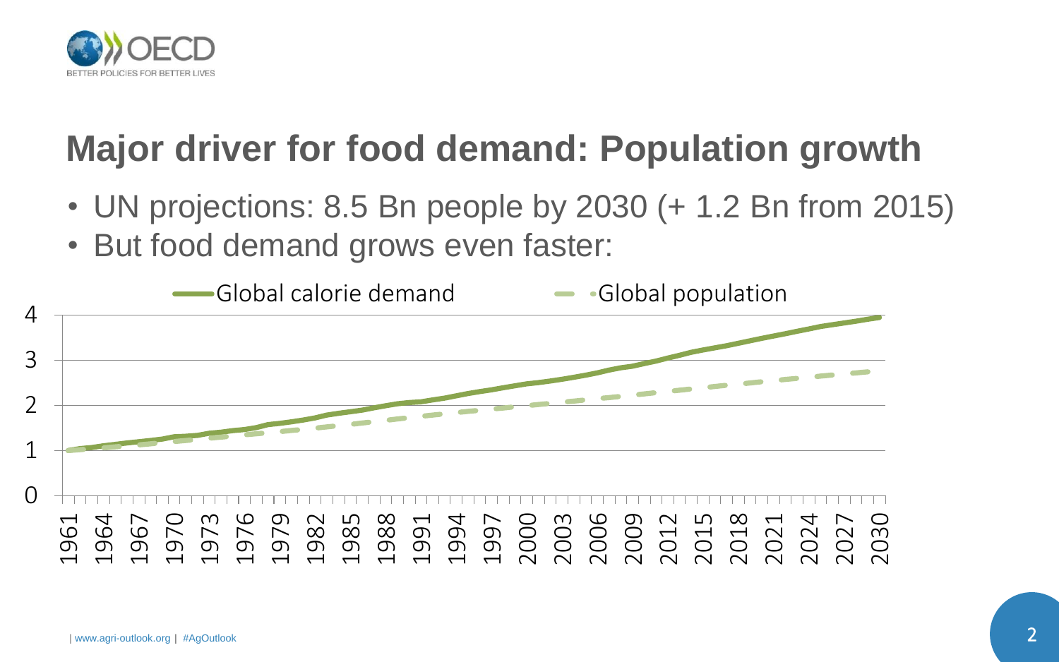# Major driver for food demand: Population growth

- UN projections: 8.5 Bn people by 2030 (+ 1.2 Bn from 2015)
- But food demand grows even faster:

Global calorie demand — Global population

| | 0 | 1 | 2 | 3 | 4 |
|---|---|---|---|---|---|

1961 1964 1967 1970 1973 1976 1979 1982 1985 1988 1991 1994 1997 2000 2003 2006 2009 2012 2015 2018 2021 2024 2027 2030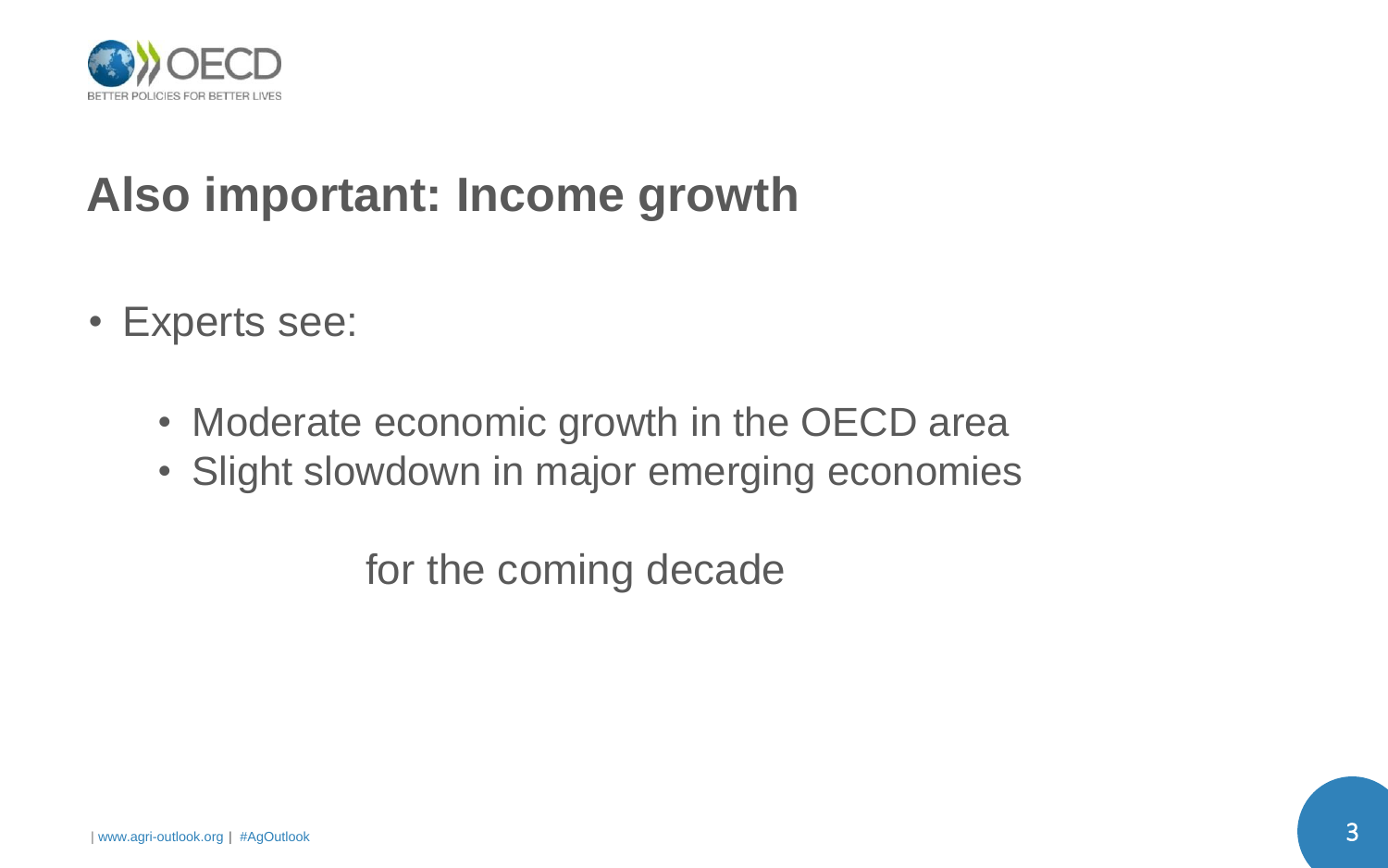# Also important: Income growth

- Experts see:
  - Moderate economic growth in the OECD area
  - Slight slowdown in major emerging economies

for the coming decade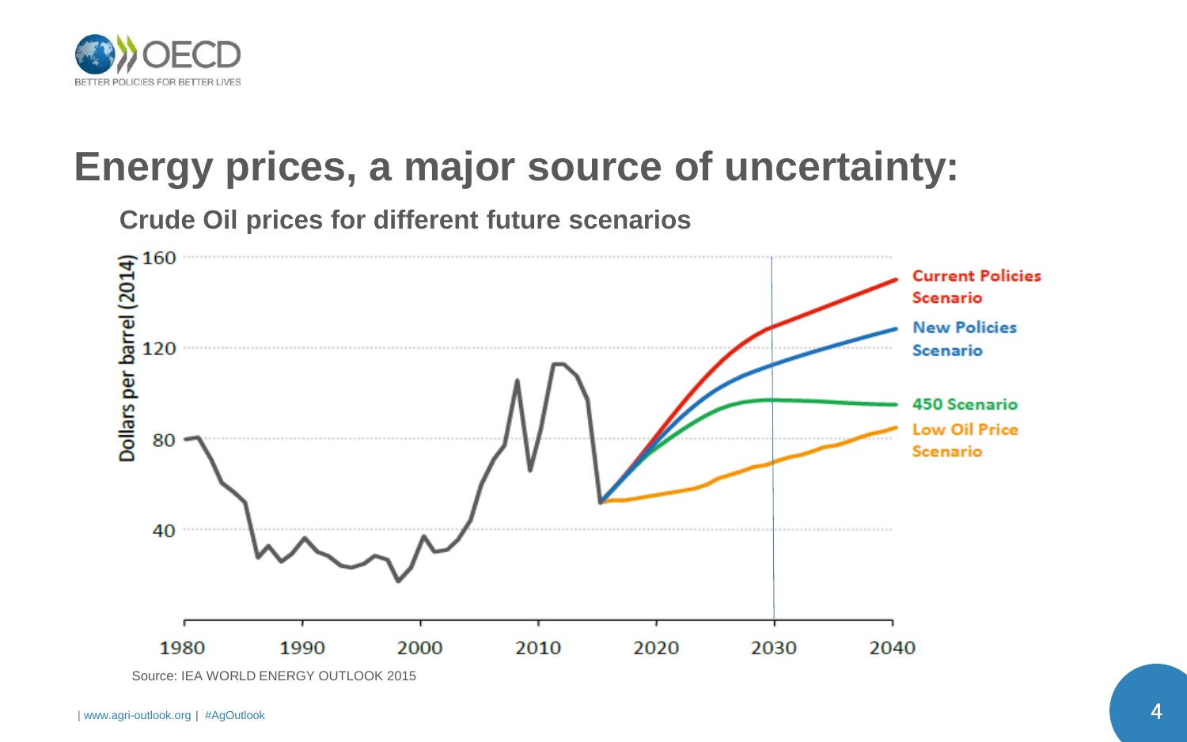# Energy prices, a major source of uncertainty:

## Crude Oil prices for different future scenarios

Source: IEA WORLD ENERGY OUTLOOK 2015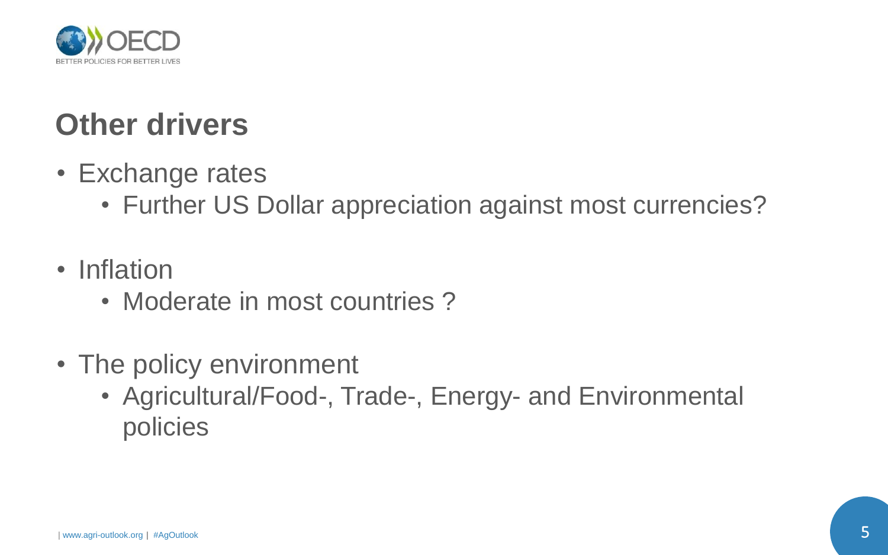# Other drivers

- Exchange rates
  - Further US Dollar appreciation against most currencies?
- Inflation
  - Moderate in most countries ?
- The policy environment
  - Agricultural/Food-, Trade-, Energy- and Environmental policies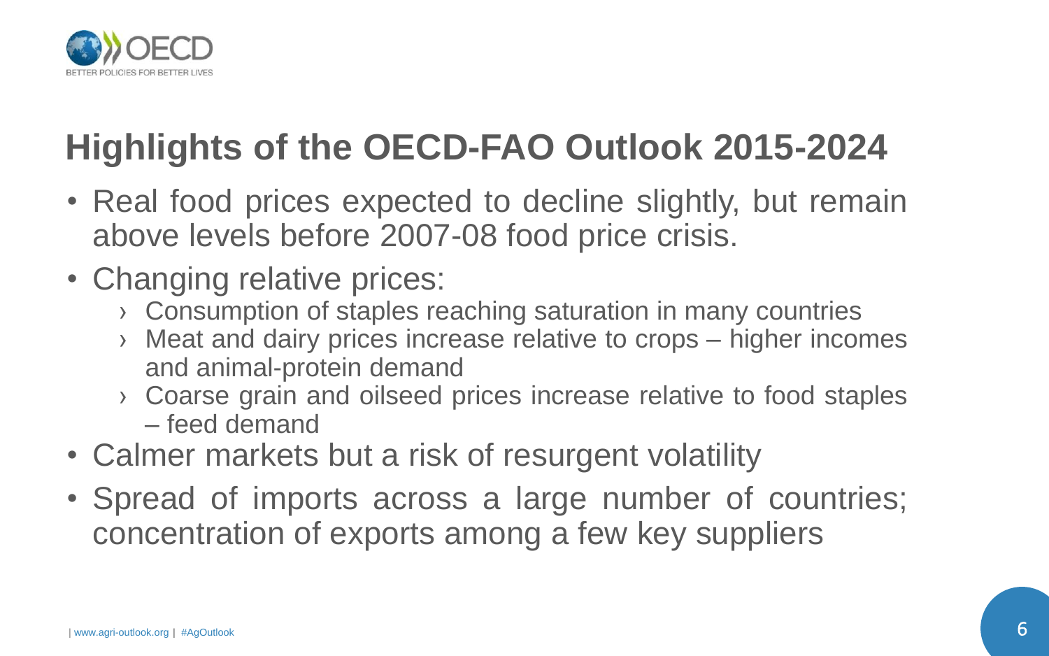# Highlights of the OECD-FAO Outlook 2015-2024

- Real food prices expected to decline slightly, but remain above levels before 2007-08 food price crisis.
- Changing relative prices:
  - Consumption of staples reaching saturation in many countries
  - Meat and dairy prices increase relative to crops – higher incomes and animal-protein demand
  - Coarse grain and oilseed prices increase relative to food staples – feed demand
- Calmer markets but a risk of resurgent volatility
- Spread of imports across a large number of countries; concentration of exports among a few key suppliers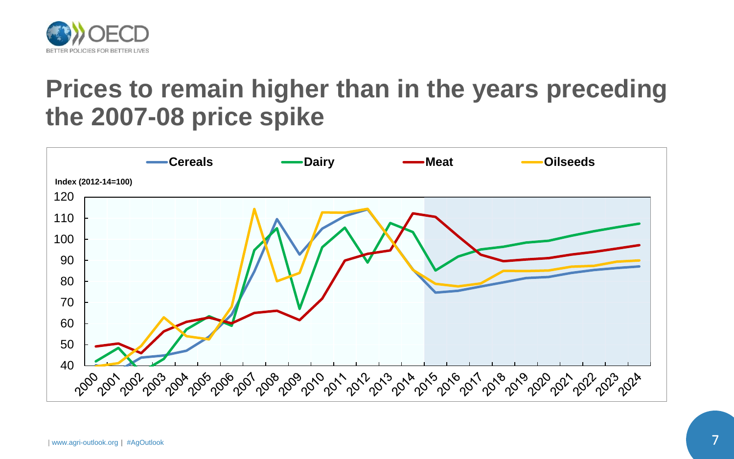# Prices to remain higher than in the years preceding the 2007-08 price spike

Cereals | Dairy | Meat | Oilseeds

Index (2012-14=100)

| www.agri-outlook.org | #AgOutlook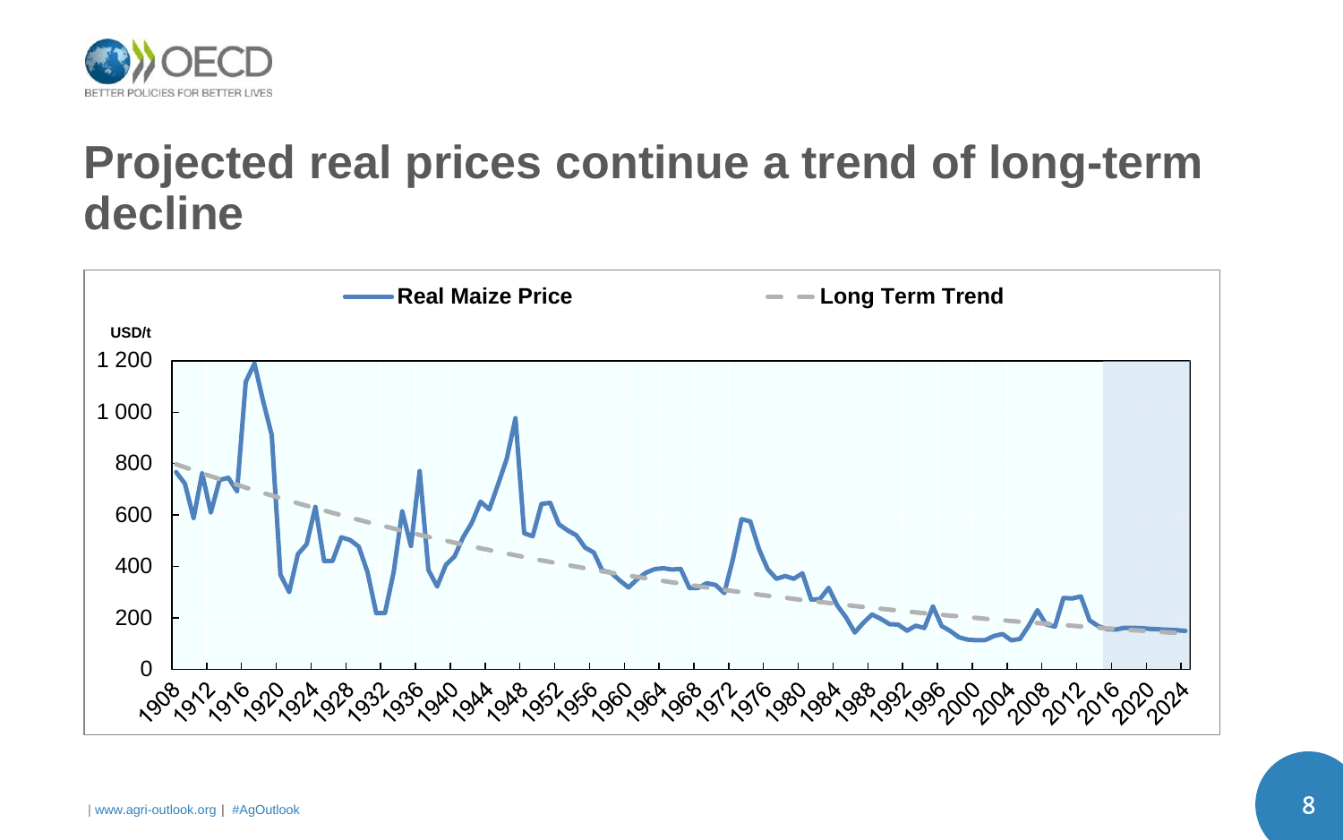# Projected real prices continue a trend of long-term decline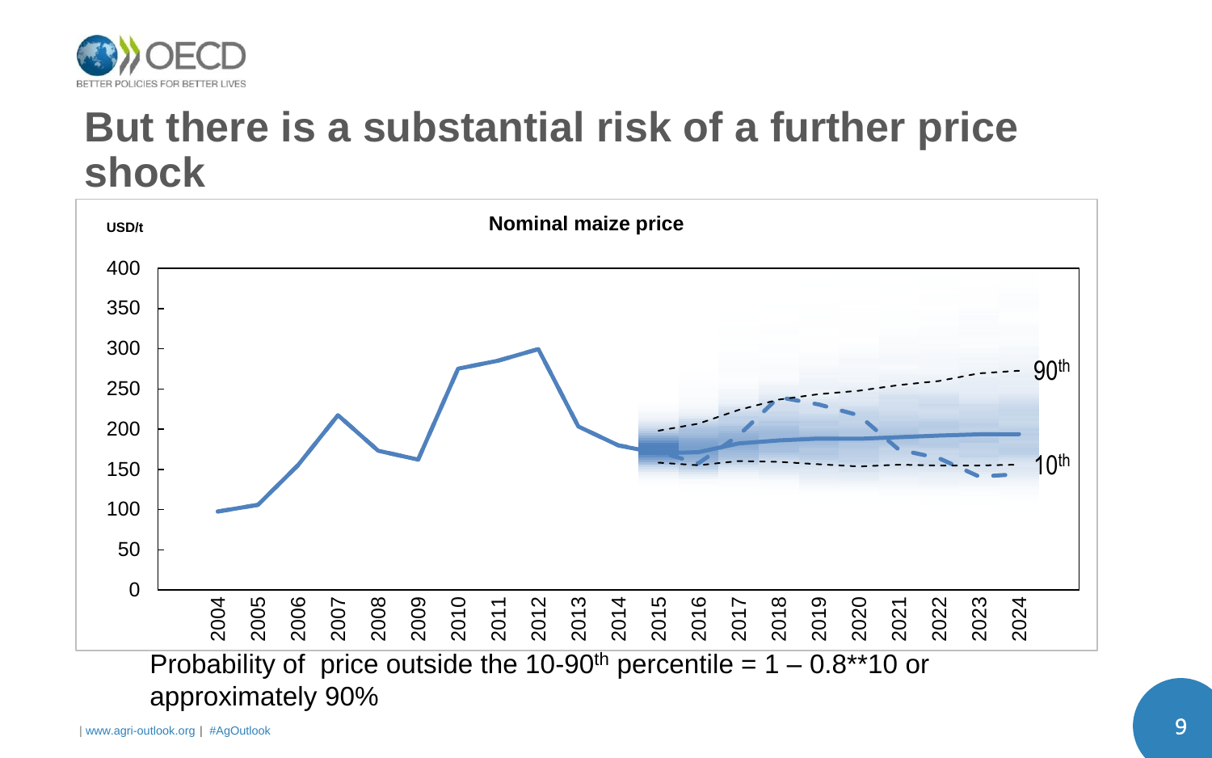# But there is a substantial risk of a further price shock

**Nominal maize price**

USD/t

Probability of price outside the 10-90th percentile = 1 – 0.8**10 or approximately 90%

| www.agri-outlook.org | #AgOutlook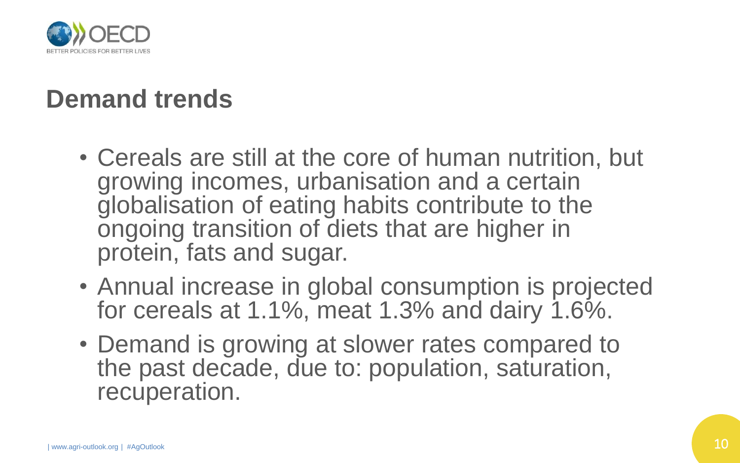# Demand trends

- Cereals are still at the core of human nutrition, but growing incomes, urbanisation and a certain globalisation of eating habits contribute to the ongoing transition of diets that are higher in protein, fats and sugar.
- Annual increase in global consumption is projected for cereals at 1.1%, meat 1.3% and dairy 1.6%.
- Demand is growing at slower rates compared to the past decade, due to: population, saturation, recuperation.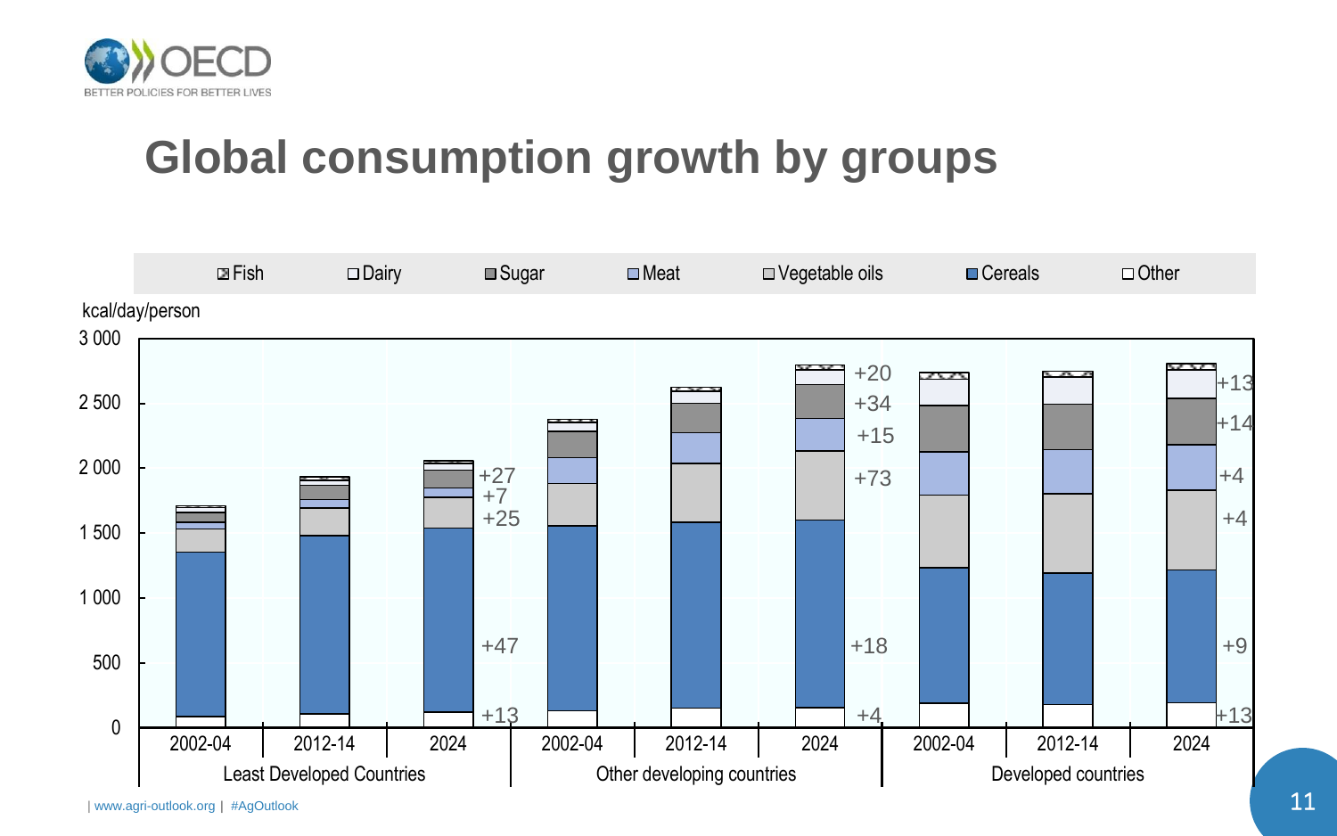# Global consumption growth by groups

Fish | Dairy | Sugar | Meat | Vegetable oils | Cereals | Other

kcal/day/person

| | 2002-04 | 2012-14 | 2024 | Growth labels |
|---|---|---|---|---|
| Least Developed Countries | | | | +27, +7, +25, +47, +13 |
| Other developing countries | | | | +20, +34, +15, +73, +18, +4 |
| Developed countries | | | | +13, +14, +4, +4, +9, +13 |

| www.agri-outlook.org | #AgOutlook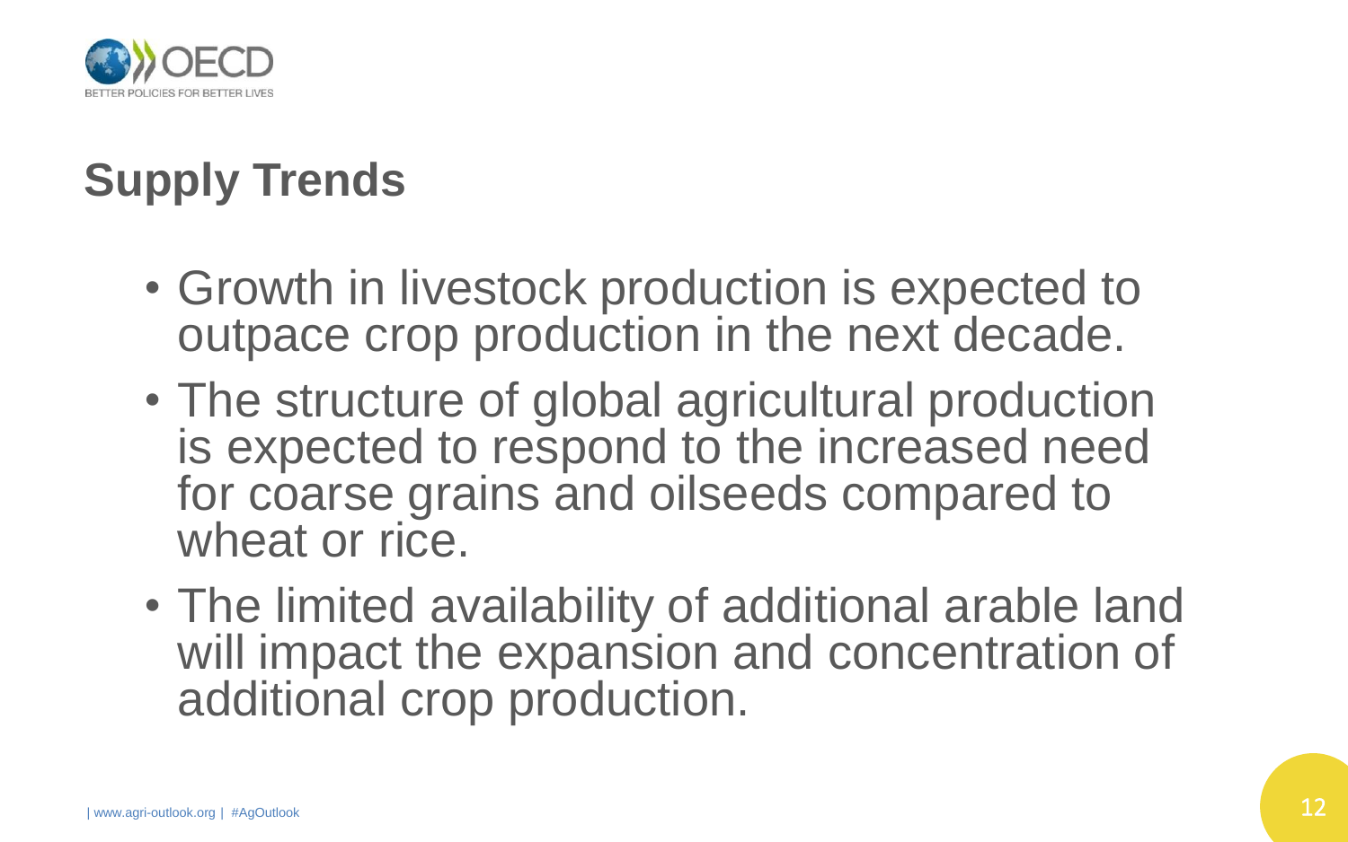# Supply Trends

- Growth in livestock production is expected to outpace crop production in the next decade.
- The structure of global agricultural production is expected to respond to the increased need for coarse grains and oilseeds compared to wheat or rice.
- The limited availability of additional arable land will impact the expansion and concentration of additional crop production.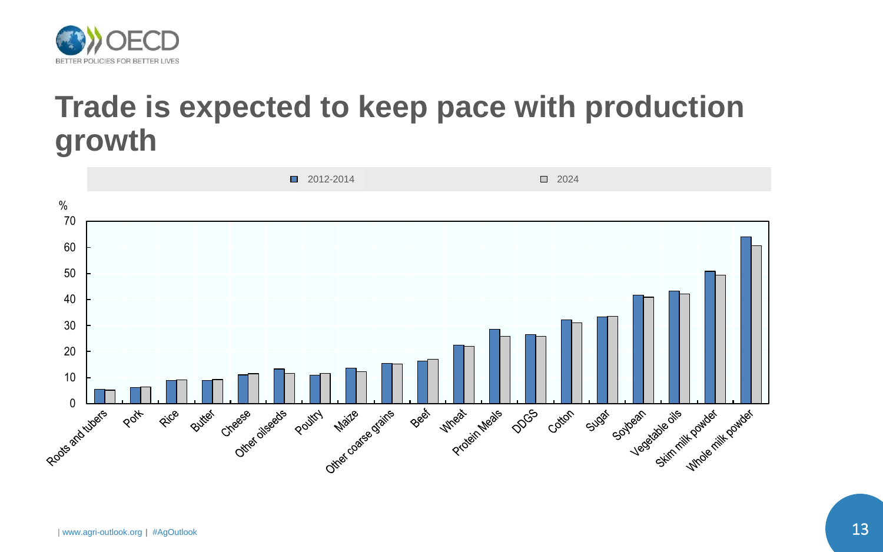# Trade is expected to keep pace with production growth

| | 2012-2014 | 2024 |
|---|---|---|
| Roots and tubers | | |
| Pork | | |
| Rice | | |
| Butter | | |
| Cheese | | |
| Other oilseeds | | |
| Poultry | | |
| Maize | | |
| Other coarse grains | | |
| Beef | | |
| Wheat | | |
| Protein Meals | | |
| DDGS | | |
| Cotton | | |
| Sugar | | |
| Soybean | | |
| Vegetable oils | | |
| Skim milk powder | | |
| Whole milk powder | | |

%

| www.agri-outlook.org | #AgOutlook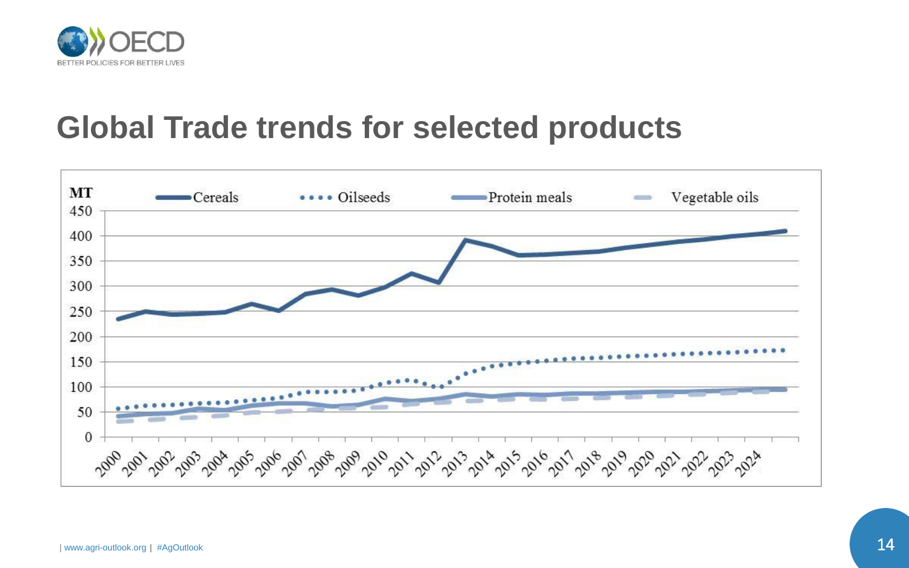# Global Trade trends for selected products

| www.agri-outlook.org | #AgOutlook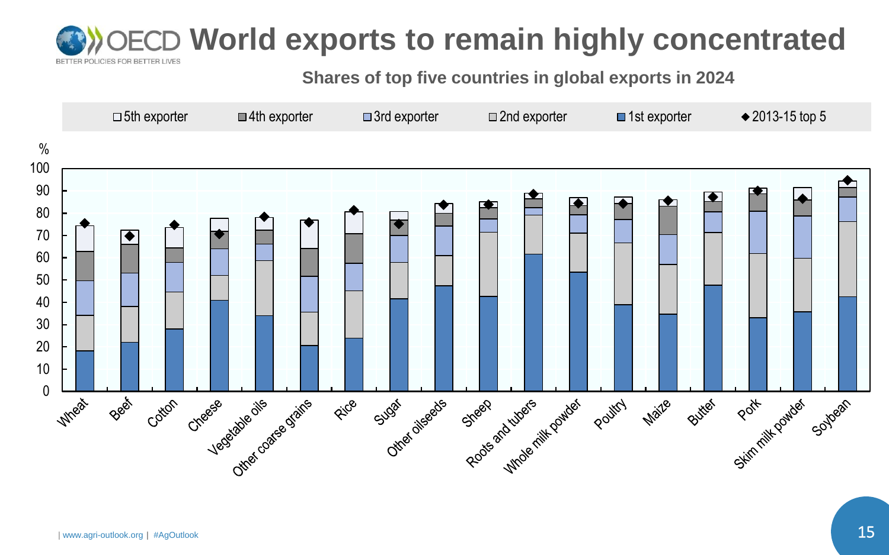# World exports to remain highly concentrated

## Shares of top five countries in global exports in 2024

□ 5th exporter ■ 4th exporter ■ 3rd exporter □ 2nd exporter ■ 1st exporter ◆ 2013-15 top 5

%

Wheat, Beef, Cotton, Cheese, Vegetable oils, Other coarse grains, Rice, Sugar, Other oilseeds, Sheep, Roots and tubers, Whole milk powder, Poultry, Maize, Butter, Pork, Skim milk powder, Soybean

| www.agri-outlook.org | #AgOutlook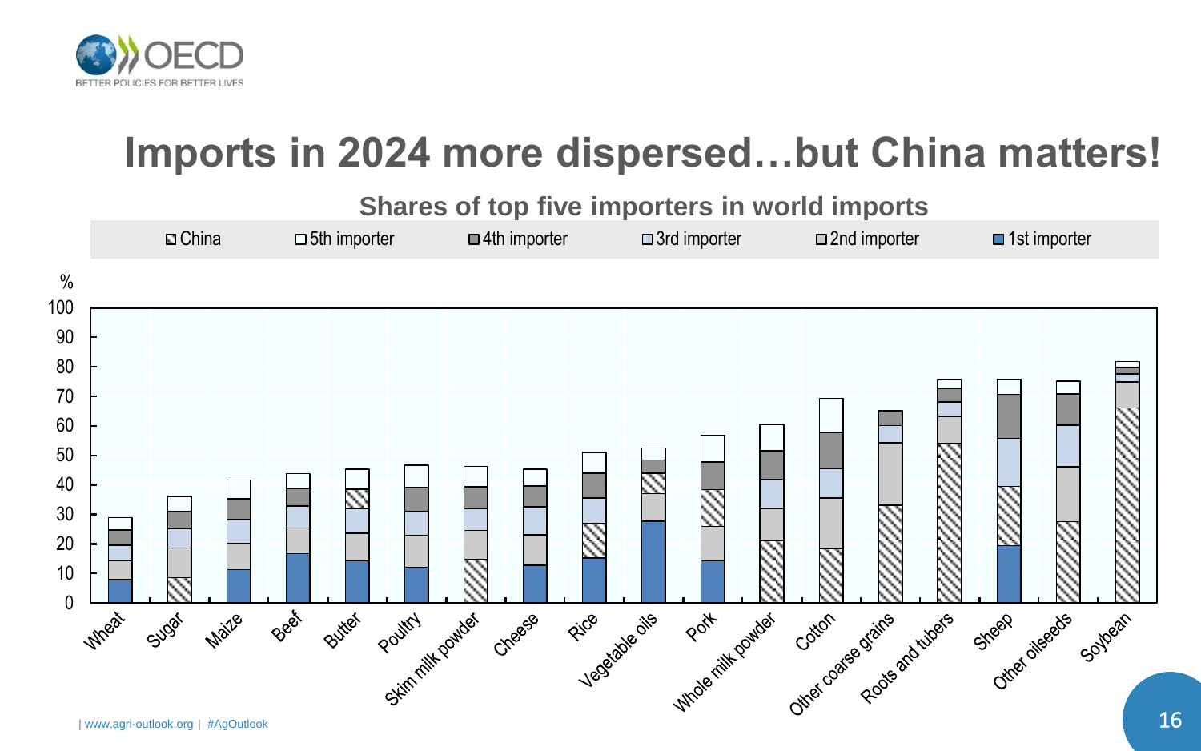# Imports in 2024 more dispersed…but China matters!

**Shares of top five importers in world imports**

Legend: China, 5th importer, 4th importer, 3rd importer, 2nd importer, 1st importer

%

Y-axis: 0, 10, 20, 30, 40, 50, 60, 70, 80, 90, 100

Categories: Wheat, Sugar, Maize, Beef, Butter, Poultry, Skim milk powder, Cheese, Rice, Vegetable oils, Pork, Whole milk powder, Cotton, Other coarse grains, Roots and tubers, Sheep, Other oilseeds, Soybean

| www.agri-outlook.org | #AgOutlook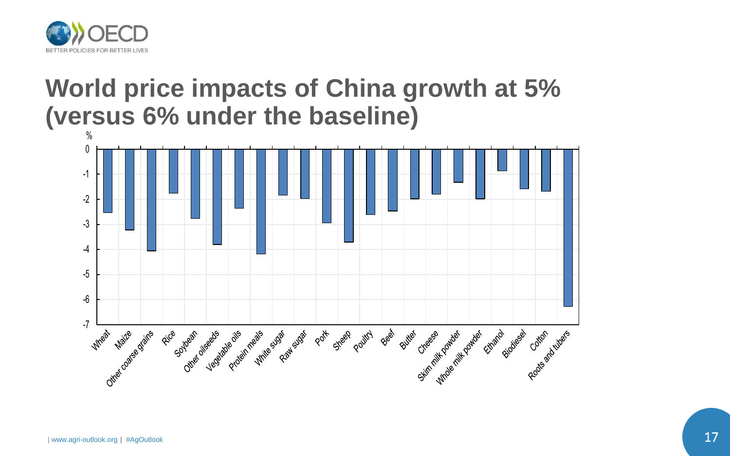# World price impacts of China growth at 5% (versus 6% under the baseline)

%

| Commodity | Price impact (%) |
|---|---|
| Wheat | -2.5 |
| Maize | -3.2 |
| Other coarse grains | -4.1 |
| Rice | -1.8 |
| Soybean | -2.8 |
| Other oilseeds | -3.8 |
| Vegetable oils | -2.4 |
| Protein meals | -4.2 |
| White sugar | -1.8 |
| Raw sugar | -2.0 |
| Pork | -2.9 |
| Sheep | -3.7 |
| Poultry | -2.6 |
| Beef | -2.5 |
| Butter | -2.0 |
| Cheese | -1.8 |
| Skim milk powder | -1.3 |
| Whole milk powder | -2.0 |
| Ethanol | -0.9 |
| Biodiesel | -1.6 |
| Cotton | -1.7 |
| Roots and tubers | -6.3 |

| www.agri-outlook.org | #AgOutlook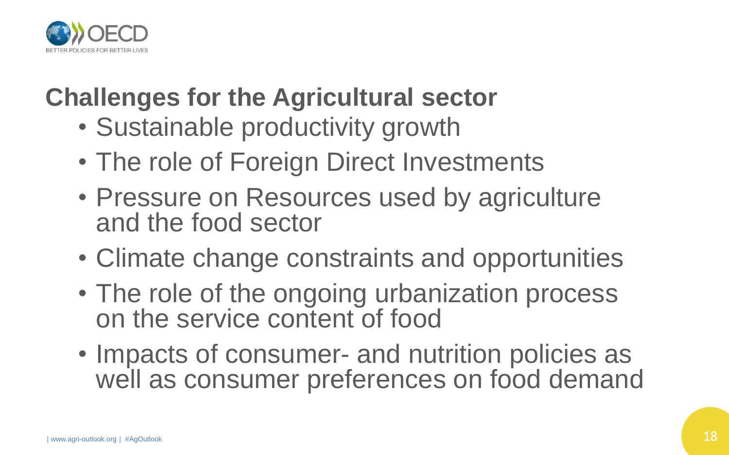## Challenges for the Agricultural sector

- Sustainable productivity growth
- The role of Foreign Direct Investments
- Pressure on Resources used by agriculture and the food sector
- Climate change constraints and opportunities
- The role of the ongoing urbanization process on the service content of food
- Impacts of consumer- and nutrition policies as well as consumer preferences on food demand